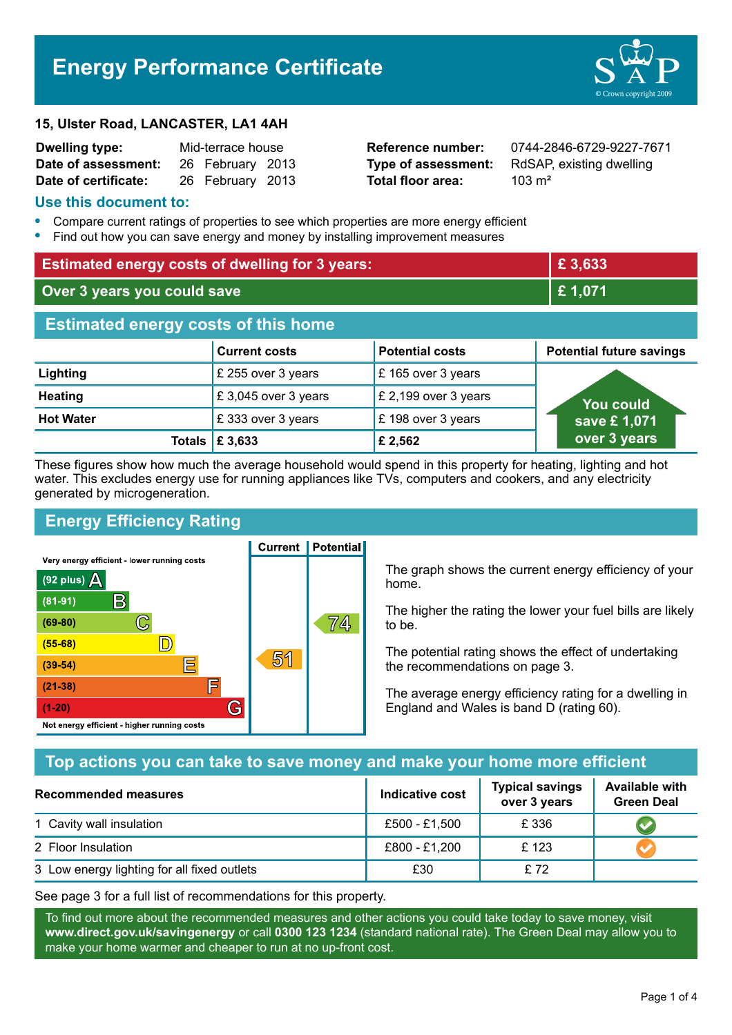# Energy Performance Certificate

**15, Ulster Road, LANCASTER, LA1 4AH**

| | | | |
|---|---|---|---|
| **Dwelling type:** | Mid-terrace house | **Reference number:** | 0744-2846-6729-9227-7671 |
| **Date of assessment:** | 26 February 2013 | **Type of assessment:** | RdSAP, existing dwelling |
| **Date of certificate:** | 26 February 2013 | **Total floor area:** | 103 m² |

## Use this document to:

- Compare current ratings of properties to see which properties are more energy efficient
- Find out how you can save energy and money by installing improvement measures

| | |
|---|---|
| **Estimated energy costs of dwelling for 3 years:** | **£ 3,633** |
| **Over 3 years you could save** | **£ 1,071** |

## Estimated energy costs of this home

| | Current costs | Potential costs | Potential future savings |
|---|---|---|---|
| **Lighting** | £ 255 over 3 years | £ 165 over 3 years | You could save £ 1,071 over 3 years |
| **Heating** | £ 3,045 over 3 years | £ 2,199 over 3 years | |
| **Hot Water** | £ 333 over 3 years | £ 198 over 3 years | |
| **Totals** | **£ 3,633** | **£ 2,562** | |

These figures show how much the average household would spend in this property for heating, lighting and hot water. This excludes energy use for running appliances like TVs, computers and cookers, and any electricity generated by microgeneration.

## Energy Efficiency Rating

| Rating band | Current | Potential |
|---|---|---|
| Very energy efficient - lower running costs | | |
| (92 plus) A | | |
| (81-91) B | | |
| (69-80) C | | 74 |
| (55-68) D | | |
| (39-54) E | 51 | |
| (21-38) F | | |
| (1-20) G | | |
| Not energy efficient - higher running costs | | |

The graph shows the current energy efficiency of your home.

The higher the rating the lower your fuel bills are likely to be.

The potential rating shows the effect of undertaking the recommendations on page 3.

The average energy efficiency rating for a dwelling in England and Wales is band D (rating 60).

## Top actions you can take to save money and make your home more efficient

| Recommended measures | Indicative cost | Typical savings over 3 years | Available with Green Deal |
|---|---|---|---|
| 1 Cavity wall insulation | £500 - £1,500 | £ 336 | ✔ |
| 2 Floor Insulation | £800 - £1,200 | £ 123 | ✔ |
| 3 Low energy lighting for all fixed outlets | £30 | £ 72 | |

See page 3 for a full list of recommendations for this property.

To find out more about the recommended measures and other actions you could take today to save money, visit **www.direct.gov.uk/savingenergy** or call **0300 123 1234** (standard national rate). The Green Deal may allow you to make your home warmer and cheaper to run at no up-front cost.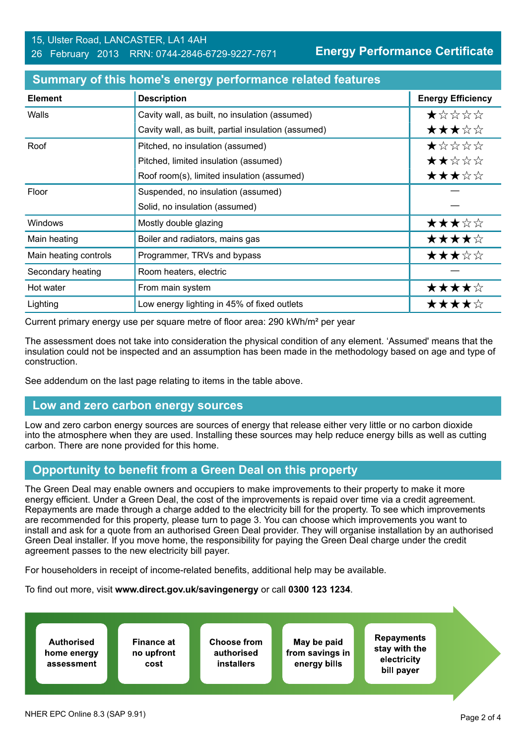15, Ulster Road, LANCASTER, LA1 4AH
26 February 2013 RRN: 0744-2846-6729-9227-7671

**Energy Performance Certificate**

## Summary of this home's energy performance related features

| Element | Description | Energy Efficiency |
|---|---|---|
| Walls | Cavity wall, as built, no insulation (assumed) | ★☆☆☆☆ |
| | Cavity wall, as built, partial insulation (assumed) | ★★★☆☆ |
| Roof | Pitched, no insulation (assumed) | ★☆☆☆☆ |
| | Pitched, limited insulation (assumed) | ★★☆☆☆ |
| | Roof room(s), limited insulation (assumed) | ★★★☆☆ |
| Floor | Suspended, no insulation (assumed) | — |
| | Solid, no insulation (assumed) | — |
| Windows | Mostly double glazing | ★★★☆☆ |
| Main heating | Boiler and radiators, mains gas | ★★★★☆ |
| Main heating controls | Programmer, TRVs and bypass | ★★★☆☆ |
| Secondary heating | Room heaters, electric | — |
| Hot water | From main system | ★★★★☆ |
| Lighting | Low energy lighting in 45% of fixed outlets | ★★★★☆ |

Current primary energy use per square metre of floor area: 290 kWh/m² per year

The assessment does not take into consideration the physical condition of any element. 'Assumed' means that the insulation could not be inspected and an assumption has been made in the methodology based on age and type of construction.

See addendum on the last page relating to items in the table above.

## Low and zero carbon energy sources

Low and zero carbon energy sources are sources of energy that release either very little or no carbon dioxide into the atmosphere when they are used. Installing these sources may help reduce energy bills as well as cutting carbon. There are none provided for this home.

## Opportunity to benefit from a Green Deal on this property

The Green Deal may enable owners and occupiers to make improvements to their property to make it more energy efficient. Under a Green Deal, the cost of the improvements is repaid over time via a credit agreement. Repayments are made through a charge added to the electricity bill for the property. To see which improvements are recommended for this property, please turn to page 3. You can choose which improvements you want to install and ask for a quote from an authorised Green Deal provider. They will organise installation by an authorised Green Deal installer. If you move home, the responsibility for paying the Green Deal charge under the credit agreement passes to the new electricity bill payer.

For householders in receipt of income-related benefits, additional help may be available.

To find out more, visit **www.direct.gov.uk/savingenergy** or call **0300 123 1234**.

**Authorised home energy assessment**

**Finance at no upfront cost**

**Choose from authorised installers**

**May be paid from savings in energy bills**

**Repayments stay with the electricity bill payer**

NHER EPC Online 8.3 (SAP 9.91)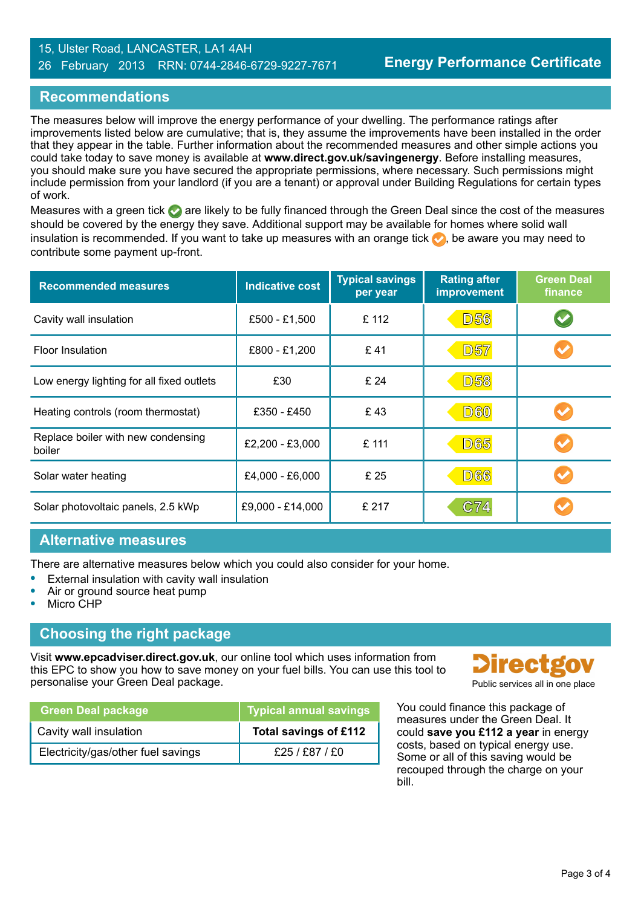15, Ulster Road, LANCASTER, LA1 4AH
26 February 2013 RRN: 0744-2846-6729-9227-7671

**Energy Performance Certificate**

## Recommendations

The measures below will improve the energy performance of your dwelling. The performance ratings after improvements listed below are cumulative; that is, they assume the improvements have been installed in the order that they appear in the table. Further information about the recommended measures and other simple actions you could take today to save money is available at **www.direct.gov.uk/savingenergy**. Before installing measures, you should make sure you have secured the appropriate permissions, where necessary. Such permissions might include permission from your landlord (if you are a tenant) or approval under Building Regulations for certain types of work.

Measures with a green tick ✓ are likely to be fully financed through the Green Deal since the cost of the measures should be covered by the energy they save. Additional support may be available for homes where solid wall insulation is recommended. If you want to take up measures with an orange tick ✓, be aware you may need to contribute some payment up-front.

| Recommended measures | Indicative cost | Typical savings per year | Rating after improvement | Green Deal finance |
|---|---|---|---|---|
| Cavity wall insulation | £500 - £1,500 | £ 112 | D56 | ✓ (green) |
| Floor Insulation | £800 - £1,200 | £ 41 | D57 | ✓ (orange) |
| Low energy lighting for all fixed outlets | £30 | £ 24 | D58 | |
| Heating controls (room thermostat) | £350 - £450 | £ 43 | D60 | ✓ (orange) |
| Replace boiler with new condensing boiler | £2,200 - £3,000 | £ 111 | D65 | ✓ (orange) |
| Solar water heating | £4,000 - £6,000 | £ 25 | D66 | ✓ (orange) |
| Solar photovoltaic panels, 2.5 kWp | £9,000 - £14,000 | £ 217 | C74 | ✓ (orange) |

## Alternative measures

There are alternative measures below which you could also consider for your home.

- External insulation with cavity wall insulation
- Air or ground source heat pump
- Micro CHP

## Choosing the right package

Visit **www.epcadviser.direct.gov.uk**, our online tool which uses information from this EPC to show you how to save money on your fuel bills. You can use this tool to personalise your Green Deal package.

Directgov
Public services all in one place

| Green Deal package | Typical annual savings |
|---|---|
| Cavity wall insulation | **Total savings of £112** |
| Electricity/gas/other fuel savings | £25 / £87 / £0 |

You could finance this package of measures under the Green Deal. It could **save you £112 a year** in energy costs, based on typical energy use. Some or all of this saving would be recouped through the charge on your bill.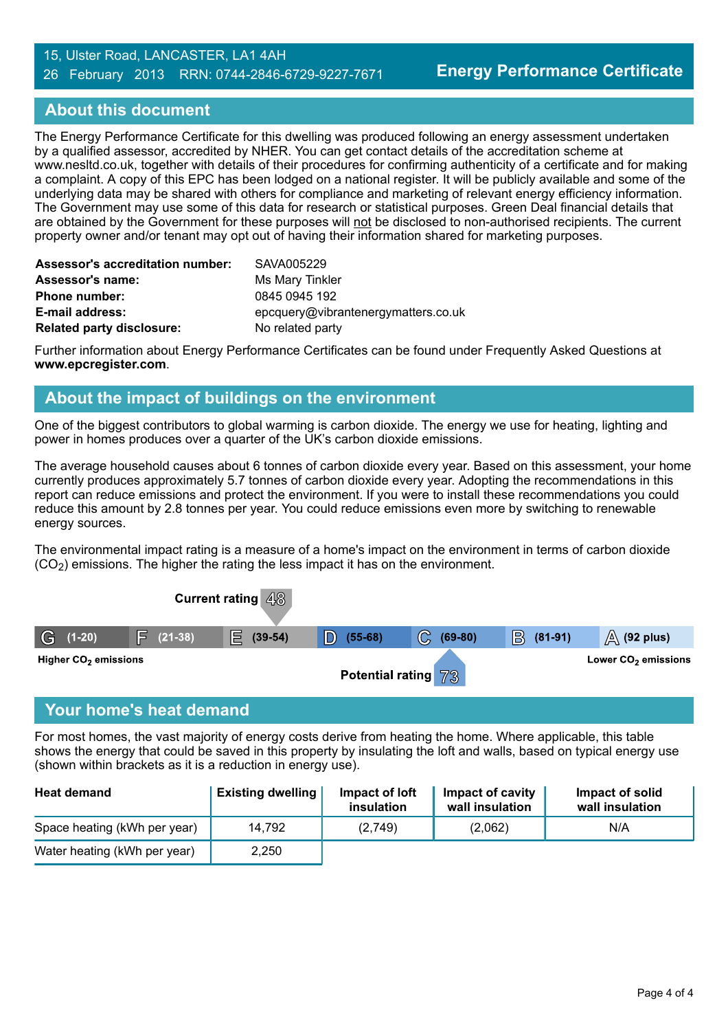15, Ulster Road, LANCASTER, LA1 4AH
26 February 2013 RRN: 0744-2846-6729-9227-7671

**Energy Performance Certificate**

## About this document

The Energy Performance Certificate for this dwelling was produced following an energy assessment undertaken by a qualified assessor, accredited by NHER. You can get contact details of the accreditation scheme at www.nesltd.co.uk, together with details of their procedures for confirming authenticity of a certificate and for making a complaint. A copy of this EPC has been lodged on a national register. It will be publicly available and some of the underlying data may be shared with others for compliance and marketing of relevant energy efficiency information. The Government may use some of this data for research or statistical purposes. Green Deal financial details that are obtained by the Government for these purposes will not be disclosed to non-authorised recipients. The current property owner and/or tenant may opt out of having their information shared for marketing purposes.

| | |
|---|---|
| **Assessor's accreditation number:** | SAVA005229 |
| **Assessor's name:** | Ms Mary Tinkler |
| **Phone number:** | 0845 0945 192 |
| **E-mail address:** | epcquery@vibrantenergymatters.co.uk |
| **Related party disclosure:** | No related party |

Further information about Energy Performance Certificates can be found under Frequently Asked Questions at **www.epcregister.com**.

## About the impact of buildings on the environment

One of the biggest contributors to global warming is carbon dioxide. The energy we use for heating, lighting and power in homes produces over a quarter of the UK's carbon dioxide emissions.

The average household causes about 6 tonnes of carbon dioxide every year. Based on this assessment, your home currently produces approximately 5.7 tonnes of carbon dioxide every year. Adopting the recommendations in this report can reduce emissions and protect the environment. If you were to install these recommendations you could reduce this amount by 2.8 tonnes per year. You could reduce emissions even more by switching to renewable energy sources.

The environmental impact rating is a measure of a home's impact on the environment in terms of carbon dioxide ($CO_2$) emissions. The higher the rating the less impact it has on the environment.

Current rating 48

G (1-20) F (21-38) E (39-54) D (55-68) C (69-80) B (81-91) A (92 plus)

Higher $CO_2$ emissions

Lower $CO_2$ emissions

Potential rating 73

## Your home's heat demand

For most homes, the vast majority of energy costs derive from heating the home. Where applicable, this table shows the energy that could be saved in this property by insulating the loft and walls, based on typical energy use (shown within brackets as it is a reduction in energy use).

| Heat demand | Existing dwelling | Impact of loft insulation | Impact of cavity wall insulation | Impact of solid wall insulation |
|---|---|---|---|---|
| Space heating (kWh per year) | 14,792 | (2,749) | (2,062) | N/A |
| Water heating (kWh per year) | 2,250 | | | |